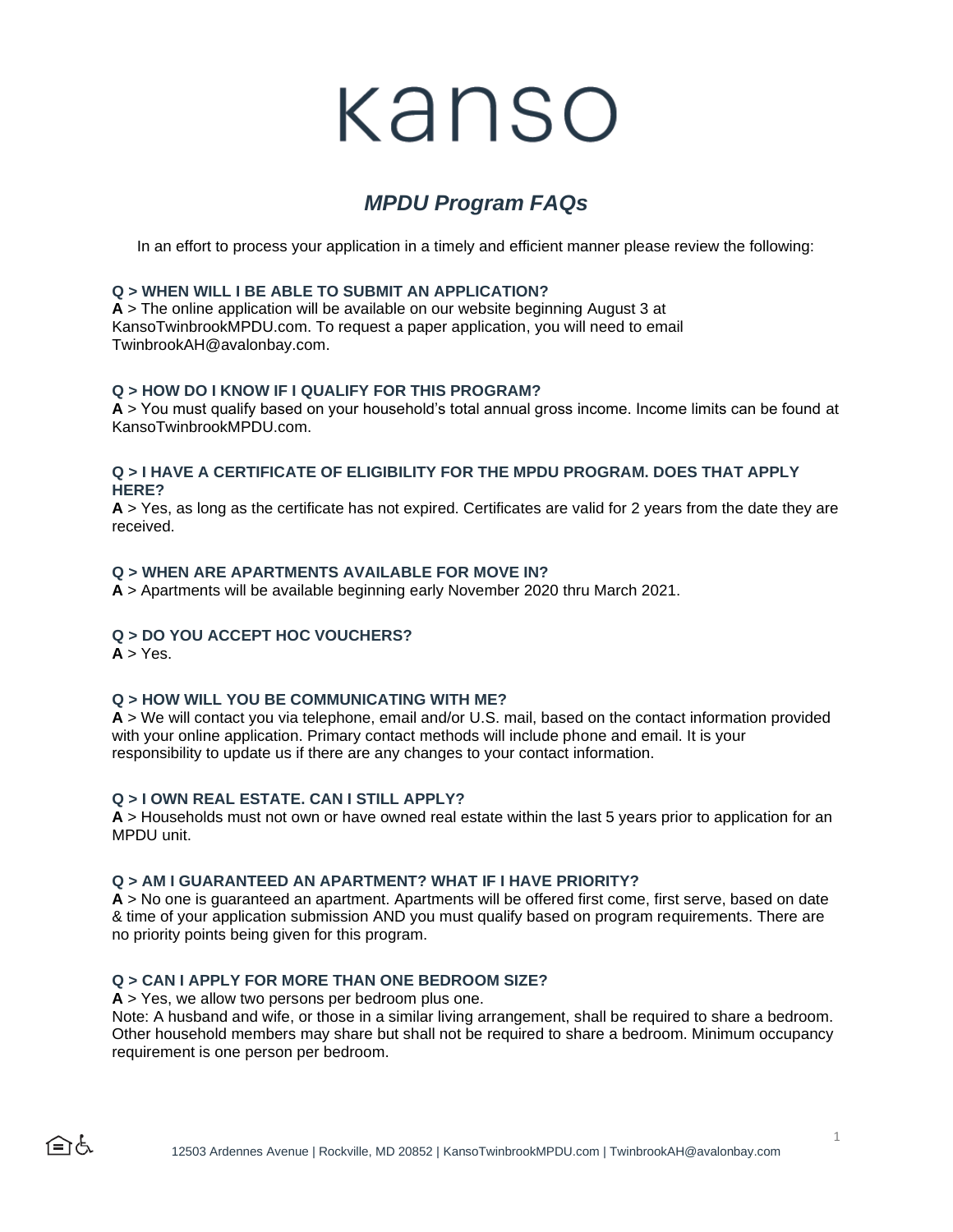# Kanso

## *MPDU Program FAQs*

In an effort to process your application in a timely and efficient manner please review the following:

**Q > WHEN WILL I BE ABLE TO SUBMIT AN APPLICATION?**
**A** > The online application will be available on our website beginning August 3 at KansoTwinbrookMPDU.com. To request a paper application, you will need to email TwinbrookAH@avalonbay.com.

**Q > HOW DO I KNOW IF I QUALIFY FOR THIS PROGRAM?**
**A** > You must qualify based on your household's total annual gross income. Income limits can be found at KansoTwinbrookMPDU.com.

**Q > I HAVE A CERTIFICATE OF ELIGIBILITY FOR THE MPDU PROGRAM. DOES THAT APPLY HERE?**
**A** > Yes, as long as the certificate has not expired. Certificates are valid for 2 years from the date they are received.

**Q > WHEN ARE APARTMENTS AVAILABLE FOR MOVE IN?**
**A** > Apartments will be available beginning early November 2020 thru March 2021.

**Q > DO YOU ACCEPT HOC VOUCHERS?**
**A** > Yes.

**Q > HOW WILL YOU BE COMMUNICATING WITH ME?**
**A** > We will contact you via telephone, email and/or U.S. mail, based on the contact information provided with your online application. Primary contact methods will include phone and email. It is your responsibility to update us if there are any changes to your contact information.

**Q > I OWN REAL ESTATE. CAN I STILL APPLY?**
**A** > Households must not own or have owned real estate within the last 5 years prior to application for an MPDU unit.

**Q > AM I GUARANTEED AN APARTMENT? WHAT IF I HAVE PRIORITY?**
**A** > No one is guaranteed an apartment. Apartments will be offered first come, first serve, based on date & time of your application submission AND you must qualify based on program requirements. There are no priority points being given for this program.

**Q > CAN I APPLY FOR MORE THAN ONE BEDROOM SIZE?**
**A** > Yes, we allow two persons per bedroom plus one.
Note: A husband and wife, or those in a similar living arrangement, shall be required to share a bedroom. Other household members may share but shall not be required to share a bedroom. Minimum occupancy requirement is one person per bedroom.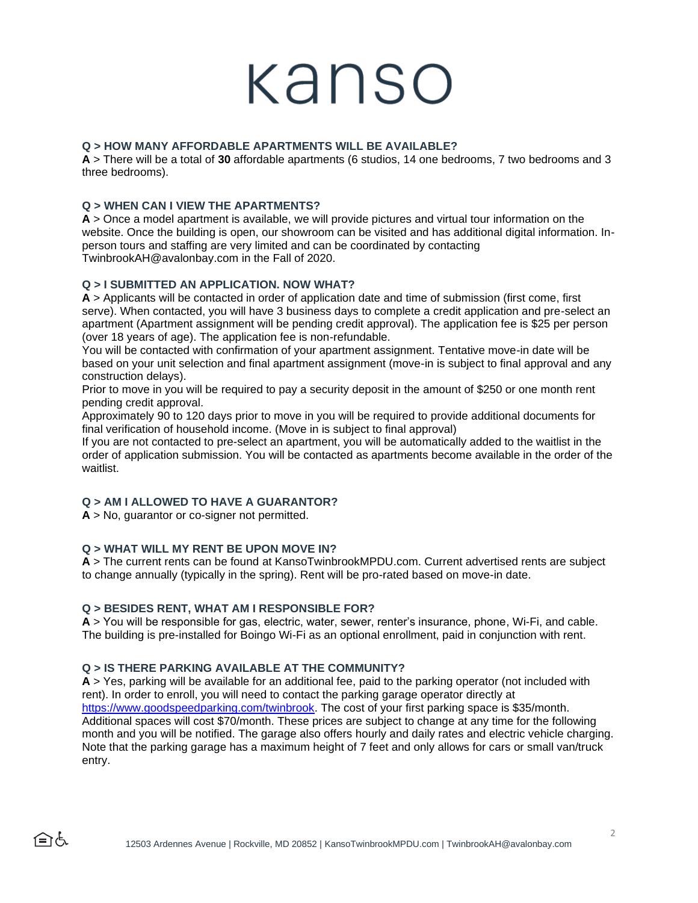# Kanso

### Q > HOW MANY AFFORDABLE APARTMENTS WILL BE AVAILABLE?

**A** > There will be a total of **30** affordable apartments (6 studios, 14 one bedrooms, 7 two bedrooms and 3 three bedrooms).

### Q > WHEN CAN I VIEW THE APARTMENTS?

**A** > Once a model apartment is available, we will provide pictures and virtual tour information on the website. Once the building is open, our showroom can be visited and has additional digital information. In-person tours and staffing are very limited and can be coordinated by contacting TwinbrookAH@avalonbay.com in the Fall of 2020.

### Q > I SUBMITTED AN APPLICATION. NOW WHAT?

**A** > Applicants will be contacted in order of application date and time of submission (first come, first serve). When contacted, you will have 3 business days to complete a credit application and pre-select an apartment (Apartment assignment will be pending credit approval). The application fee is $25 per person (over 18 years of age). The application fee is non-refundable.

You will be contacted with confirmation of your apartment assignment. Tentative move-in date will be based on your unit selection and final apartment assignment (move-in is subject to final approval and any construction delays).

Prior to move in you will be required to pay a security deposit in the amount of $250 or one month rent pending credit approval.

Approximately 90 to 120 days prior to move in you will be required to provide additional documents for final verification of household income. (Move in is subject to final approval)

If you are not contacted to pre-select an apartment, you will be automatically added to the waitlist in the order of application submission. You will be contacted as apartments become available in the order of the waitlist.

### Q > AM I ALLOWED TO HAVE A GUARANTOR?

**A** > No, guarantor or co-signer not permitted.

### Q > WHAT WILL MY RENT BE UPON MOVE IN?

**A** > The current rents can be found at KansoTwinbrookMPDU.com. Current advertised rents are subject to change annually (typically in the spring). Rent will be pro-rated based on move-in date.

### Q > BESIDES RENT, WHAT AM I RESPONSIBLE FOR?

**A** > You will be responsible for gas, electric, water, sewer, renter's insurance, phone, Wi-Fi, and cable. The building is pre-installed for Boingo Wi-Fi as an optional enrollment, paid in conjunction with rent.

### Q > IS THERE PARKING AVAILABLE AT THE COMMUNITY?

**A** > Yes, parking will be available for an additional fee, paid to the parking operator (not included with rent). In order to enroll, you will need to contact the parking garage operator directly at [https://www.goodspeedparking.com/twinbrook](https://www.goodspeedparking.com/twinbrook). The cost of your first parking space is $35/month. Additional spaces will cost $70/month. These prices are subject to change at any time for the following month and you will be notified. The garage also offers hourly and daily rates and electric vehicle charging. Note that the parking garage has a maximum height of 7 feet and only allows for cars or small van/truck entry.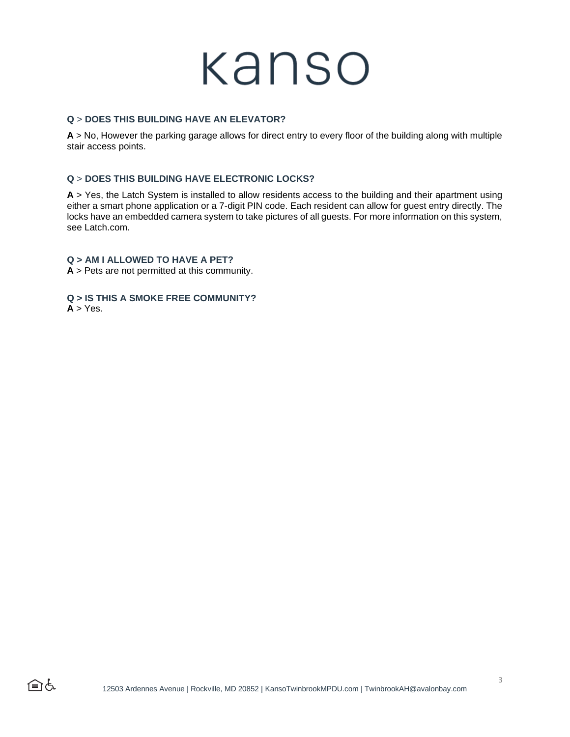# Kanso

**Q** > **DOES THIS BUILDING HAVE AN ELEVATOR?**

**A** > No, However the parking garage allows for direct entry to every floor of the building along with multiple stair access points.

**Q** > **DOES THIS BUILDING HAVE ELECTRONIC LOCKS?**

**A** > Yes, the Latch System is installed to allow residents access to the building and their apartment using either a smart phone application or a 7-digit PIN code. Each resident can allow for guest entry directly. The locks have an embedded camera system to take pictures of all guests. For more information on this system, see Latch.com.

**Q > AM I ALLOWED TO HAVE A PET?**

**A** > Pets are not permitted at this community.

**Q > IS THIS A SMOKE FREE COMMUNITY?**

**A** > Yes.